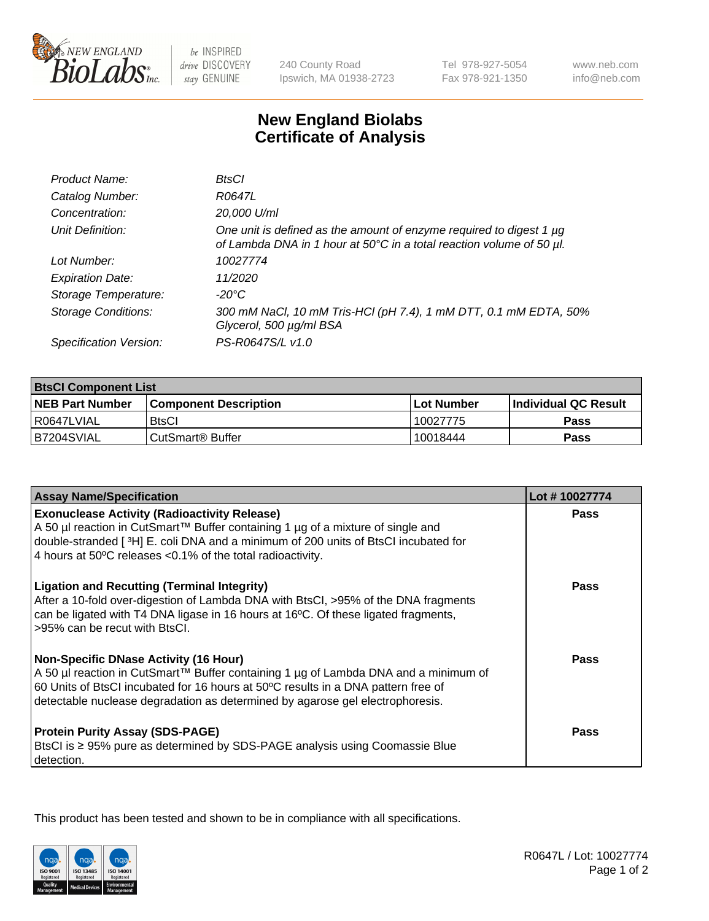# New England Biolabs
## Certificate of Analysis

| | |
|---|---|
| *Product Name:* | *BtsCI* |
| *Catalog Number:* | *R0647L* |
| *Concentration:* | *20,000 U/ml* |
| *Unit Definition:* | *One unit is defined as the amount of enzyme required to digest 1 µg of Lambda DNA in 1 hour at 50°C in a total reaction volume of 50 µl.* |
| *Lot Number:* | *10027774* |
| *Expiration Date:* | *11/2020* |
| *Storage Temperature:* | *-20°C* |
| *Storage Conditions:* | *300 mM NaCl, 10 mM Tris-HCl (pH 7.4), 1 mM DTT, 0.1 mM EDTA, 50% Glycerol, 500 µg/ml BSA* |
| *Specification Version:* | *PS-R0647S/L v1.0* |

| BtsCI Component List | | | |
|---|---|---|---|
| **NEB Part Number** | **Component Description** | **Lot Number** | **Individual QC Result** |
| R0647LVIAL | BtsCI | 10027775 | **Pass** |
| B7204SVIAL | CutSmart® Buffer | 10018444 | **Pass** |

| Assay Name/Specification | Lot # 10027774 |
|---|---|
| **Exonuclease Activity (Radioactivity Release)**<br>A 50 µl reaction in CutSmart™ Buffer containing 1 µg of a mixture of single and double-stranded [ $^3$H] E. coli DNA and a minimum of 200 units of BtsCI incubated for 4 hours at 50ºC releases <0.1% of the total radioactivity. | **Pass** |
| **Ligation and Recutting (Terminal Integrity)**<br>After a 10-fold over-digestion of Lambda DNA with BtsCI, >95% of the DNA fragments can be ligated with T4 DNA ligase in 16 hours at 16ºC. Of these ligated fragments, >95% can be recut with BtsCI. | **Pass** |
| **Non-Specific DNase Activity (16 Hour)**<br>A 50 µl reaction in CutSmart™ Buffer containing 1 µg of Lambda DNA and a minimum of 60 Units of BtsCI incubated for 16 hours at 50ºC results in a DNA pattern free of detectable nuclease degradation as determined by agarose gel electrophoresis. | **Pass** |
| **Protein Purity Assay (SDS-PAGE)**<br>BtsCI is ≥ 95% pure as determined by SDS-PAGE analysis using Coomassie Blue detection. | **Pass** |

This product has been tested and shown to be in compliance with all specifications.

R0647L / Lot: 10027774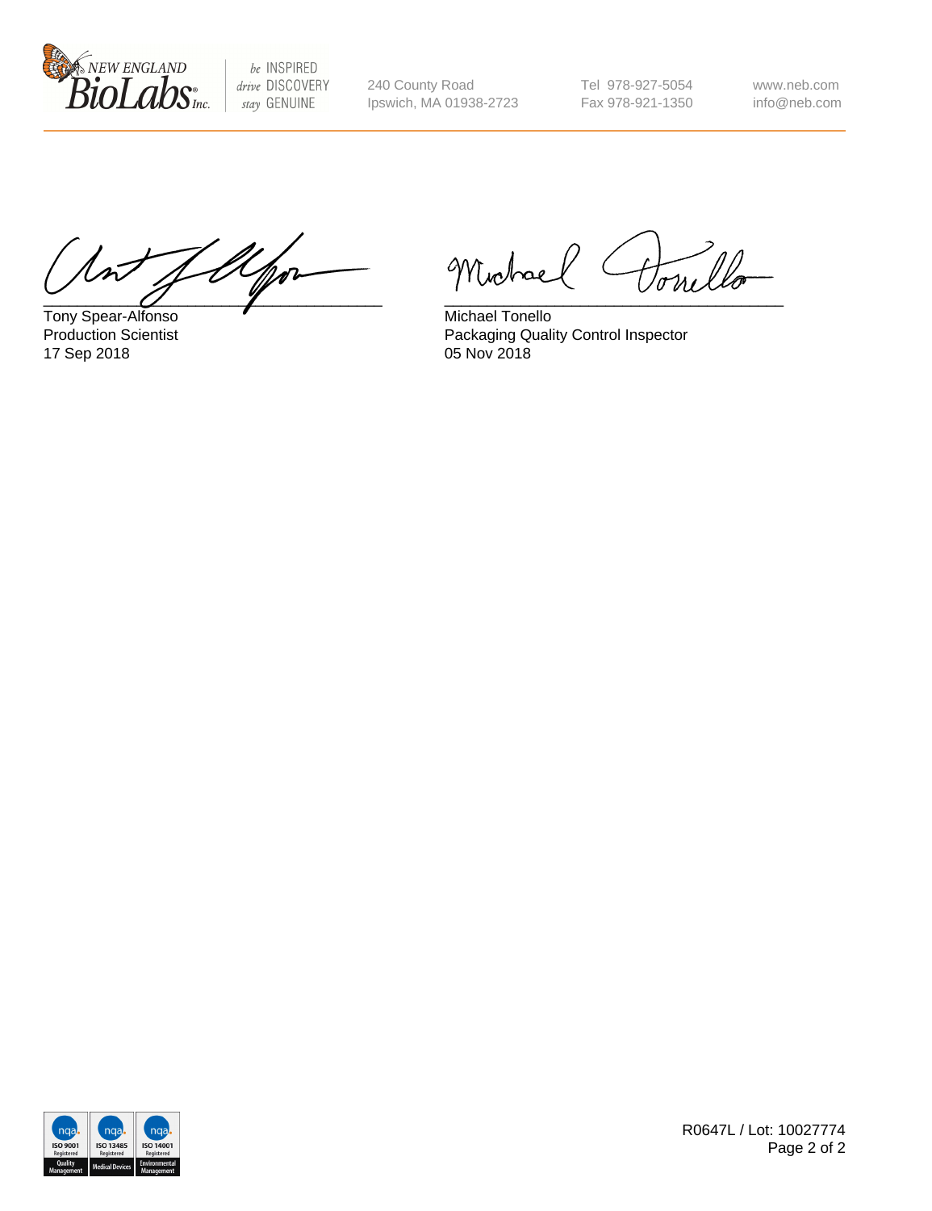240 County Road
Ipswich, MA 01938-2723

Tel 978-927-5054
Fax 978-921-1350

www.neb.com
info@neb.com

Tony Spear-Alfonso
Production Scientist
17 Sep 2018

Michael Tonello
Packaging Quality Control Inspector
05 Nov 2018

R0647L / Lot: 10027774